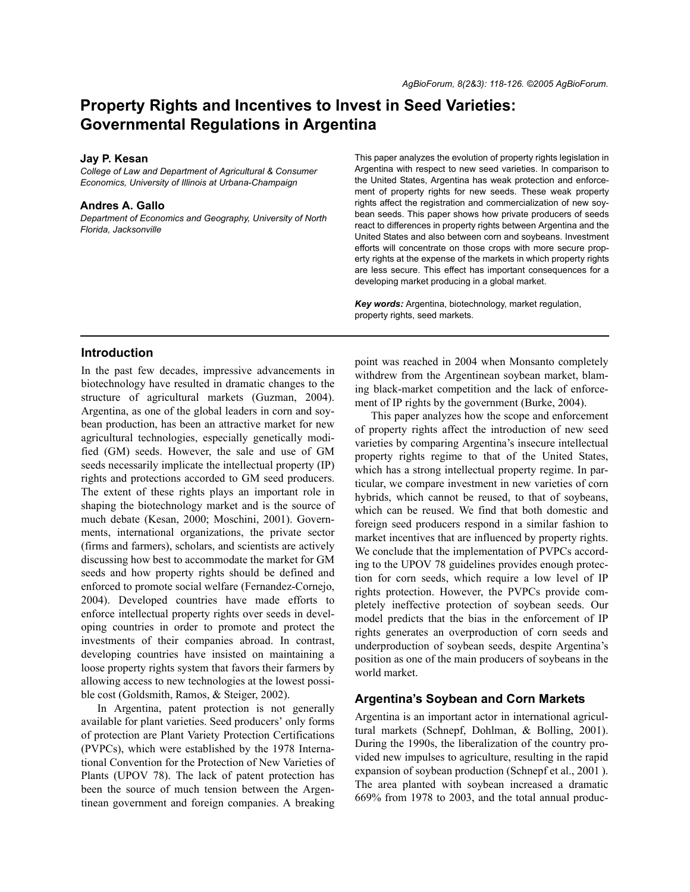# Property Rights and Incentives to Invest in Seed Varieties: Governmental Regulations in Argentina

**Jay P. Kesan**

*College of Law and Department of Agricultural & Consumer Economics, University of Illinois at Urbana-Champaign*

**Andres A. Gallo**

*Department of Economics and Geography, University of North Florida, Jacksonville*

This paper analyzes the evolution of property rights legislation in Argentina with respect to new seed varieties. In comparison to the United States, Argentina has weak protection and enforcement of property rights for new seeds. These weak property rights affect the registration and commercialization of new soybean seeds. This paper shows how private producers of seeds react to differences in property rights between Argentina and the United States and also between corn and soybeans. Investment efforts will concentrate on those crops with more secure property rights at the expense of the markets in which property rights are less secure. This effect has important consequences for a developing market producing in a global market.

***Key words:*** Argentina, biotechnology, market regulation, property rights, seed markets.

## Introduction

In the past few decades, impressive advancements in biotechnology have resulted in dramatic changes to the structure of agricultural markets (Guzman, 2004). Argentina, as one of the global leaders in corn and soybean production, has been an attractive market for new agricultural technologies, especially genetically modified (GM) seeds. However, the sale and use of GM seeds necessarily implicate the intellectual property (IP) rights and protections accorded to GM seed producers. The extent of these rights plays an important role in shaping the biotechnology market and is the source of much debate (Kesan, 2000; Moschini, 2001). Governments, international organizations, the private sector (firms and farmers), scholars, and scientists are actively discussing how best to accommodate the market for GM seeds and how property rights should be defined and enforced to promote social welfare (Fernandez-Cornejo, 2004). Developed countries have made efforts to enforce intellectual property rights over seeds in developing countries in order to promote and protect the investments of their companies abroad. In contrast, developing countries have insisted on maintaining a loose property rights system that favors their farmers by allowing access to new technologies at the lowest possible cost (Goldsmith, Ramos, & Steiger, 2002).

In Argentina, patent protection is not generally available for plant varieties. Seed producers' only forms of protection are Plant Variety Protection Certifications (PVPCs), which were established by the 1978 International Convention for the Protection of New Varieties of Plants (UPOV 78). The lack of patent protection has been the source of much tension between the Argentinean government and foreign companies. A breaking point was reached in 2004 when Monsanto completely withdrew from the Argentinean soybean market, blaming black-market competition and the lack of enforcement of IP rights by the government (Burke, 2004).

This paper analyzes how the scope and enforcement of property rights affect the introduction of new seed varieties by comparing Argentina's insecure intellectual property rights regime to that of the United States, which has a strong intellectual property regime. In particular, we compare investment in new varieties of corn hybrids, which cannot be reused, to that of soybeans, which can be reused. We find that both domestic and foreign seed producers respond in a similar fashion to market incentives that are influenced by property rights. We conclude that the implementation of PVPCs according to the UPOV 78 guidelines provides enough protection for corn seeds, which require a low level of IP rights protection. However, the PVPCs provide completely ineffective protection of soybean seeds. Our model predicts that the bias in the enforcement of IP rights generates an overproduction of corn seeds and underproduction of soybean seeds, despite Argentina's position as one of the main producers of soybeans in the world market.

## Argentina's Soybean and Corn Markets

Argentina is an important actor in international agricultural markets (Schnepf, Dohlman, & Bolling, 2001). During the 1990s, the liberalization of the country provided new impulses to agriculture, resulting in the rapid expansion of soybean production (Schnepf et al., 2001 ). The area planted with soybean increased a dramatic 669% from 1978 to 2003, and the total annual produc-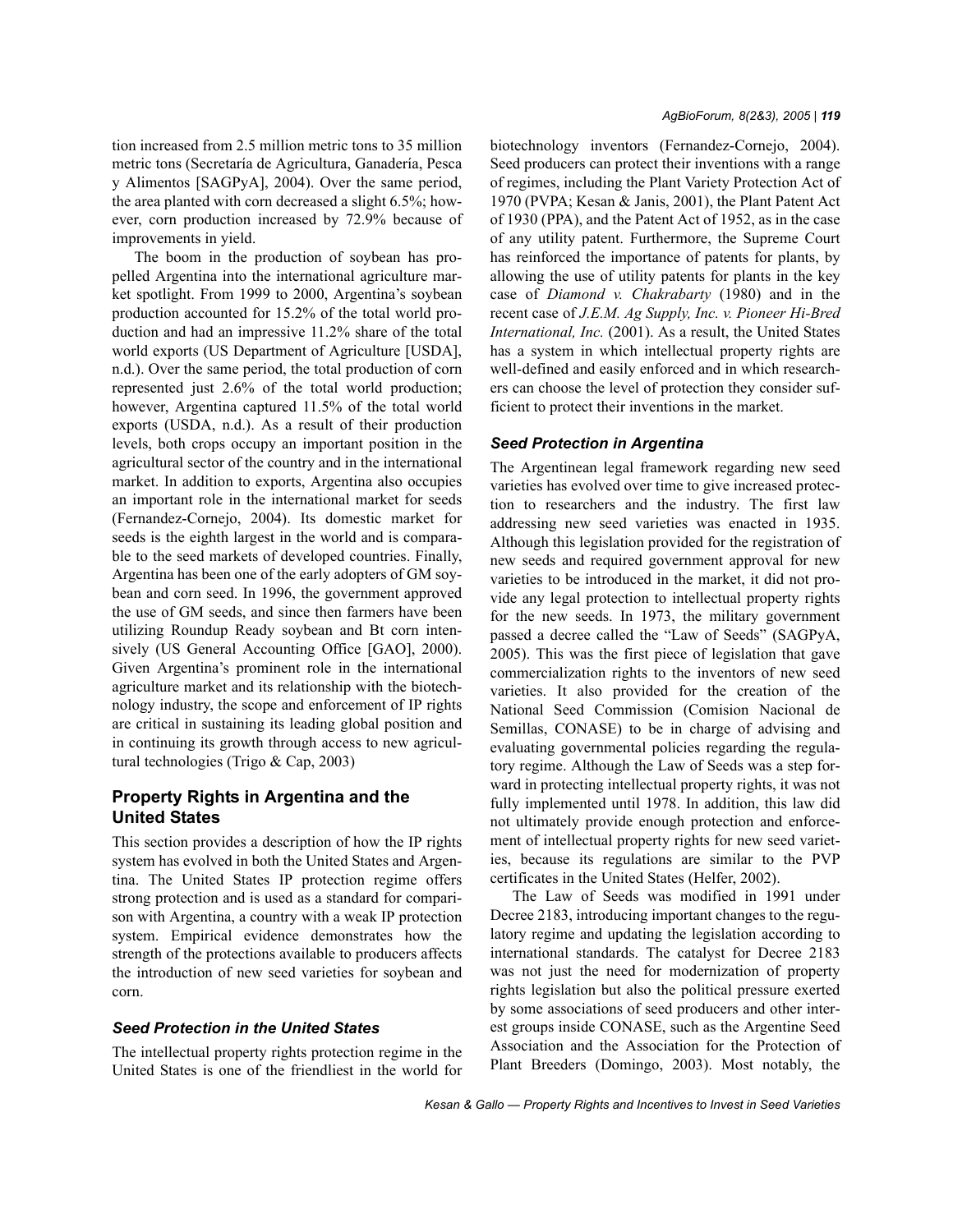tion increased from 2.5 million metric tons to 35 million metric tons (Secretaría de Agricultura, Ganadería, Pesca y Alimentos [SAGPyA], 2004). Over the same period, the area planted with corn decreased a slight 6.5%; however, corn production increased by 72.9% because of improvements in yield.

The boom in the production of soybean has propelled Argentina into the international agriculture market spotlight. From 1999 to 2000, Argentina's soybean production accounted for 15.2% of the total world production and had an impressive 11.2% share of the total world exports (US Department of Agriculture [USDA], n.d.). Over the same period, the total production of corn represented just 2.6% of the total world production; however, Argentina captured 11.5% of the total world exports (USDA, n.d.). As a result of their production levels, both crops occupy an important position in the agricultural sector of the country and in the international market. In addition to exports, Argentina also occupies an important role in the international market for seeds (Fernandez-Cornejo, 2004). Its domestic market for seeds is the eighth largest in the world and is comparable to the seed markets of developed countries. Finally, Argentina has been one of the early adopters of GM soybean and corn seed. In 1996, the government approved the use of GM seeds, and since then farmers have been utilizing Roundup Ready soybean and Bt corn intensively (US General Accounting Office [GAO], 2000). Given Argentina's prominent role in the international agriculture market and its relationship with the biotechnology industry, the scope and enforcement of IP rights are critical in sustaining its leading global position and in continuing its growth through access to new agricultural technologies (Trigo & Cap, 2003)

## Property Rights in Argentina and the United States

This section provides a description of how the IP rights system has evolved in both the United States and Argentina. The United States IP protection regime offers strong protection and is used as a standard for comparison with Argentina, a country with a weak IP protection system. Empirical evidence demonstrates how the strength of the protections available to producers affects the introduction of new seed varieties for soybean and corn.

### Seed Protection in the United States

The intellectual property rights protection regime in the United States is one of the friendliest in the world for biotechnology inventors (Fernandez-Cornejo, 2004). Seed producers can protect their inventions with a range of regimes, including the Plant Variety Protection Act of 1970 (PVPA; Kesan & Janis, 2001), the Plant Patent Act of 1930 (PPA), and the Patent Act of 1952, as in the case of any utility patent. Furthermore, the Supreme Court has reinforced the importance of patents for plants, by allowing the use of utility patents for plants in the key case of *Diamond v. Chakrabarty* (1980) and in the recent case of *J.E.M. Ag Supply, Inc. v. Pioneer Hi-Bred International, Inc.* (2001). As a result, the United States has a system in which intellectual property rights are well-defined and easily enforced and in which researchers can choose the level of protection they consider sufficient to protect their inventions in the market.

### Seed Protection in Argentina

The Argentinean legal framework regarding new seed varieties has evolved over time to give increased protection to researchers and the industry. The first law addressing new seed varieties was enacted in 1935. Although this legislation provided for the registration of new seeds and required government approval for new varieties to be introduced in the market, it did not provide any legal protection to intellectual property rights for the new seeds. In 1973, the military government passed a decree called the "Law of Seeds" (SAGPyA, 2005). This was the first piece of legislation that gave commercialization rights to the inventors of new seed varieties. It also provided for the creation of the National Seed Commission (Comision Nacional de Semillas, CONASE) to be in charge of advising and evaluating governmental policies regarding the regulatory regime. Although the Law of Seeds was a step forward in protecting intellectual property rights, it was not fully implemented until 1978. In addition, this law did not ultimately provide enough protection and enforcement of intellectual property rights for new seed varieties, because its regulations are similar to the PVP certificates in the United States (Helfer, 2002).

The Law of Seeds was modified in 1991 under Decree 2183, introducing important changes to the regulatory regime and updating the legislation according to international standards. The catalyst for Decree 2183 was not just the need for modernization of property rights legislation but also the political pressure exerted by some associations of seed producers and other interest groups inside CONASE, such as the Argentine Seed Association and the Association for the Protection of Plant Breeders (Domingo, 2003). Most notably, the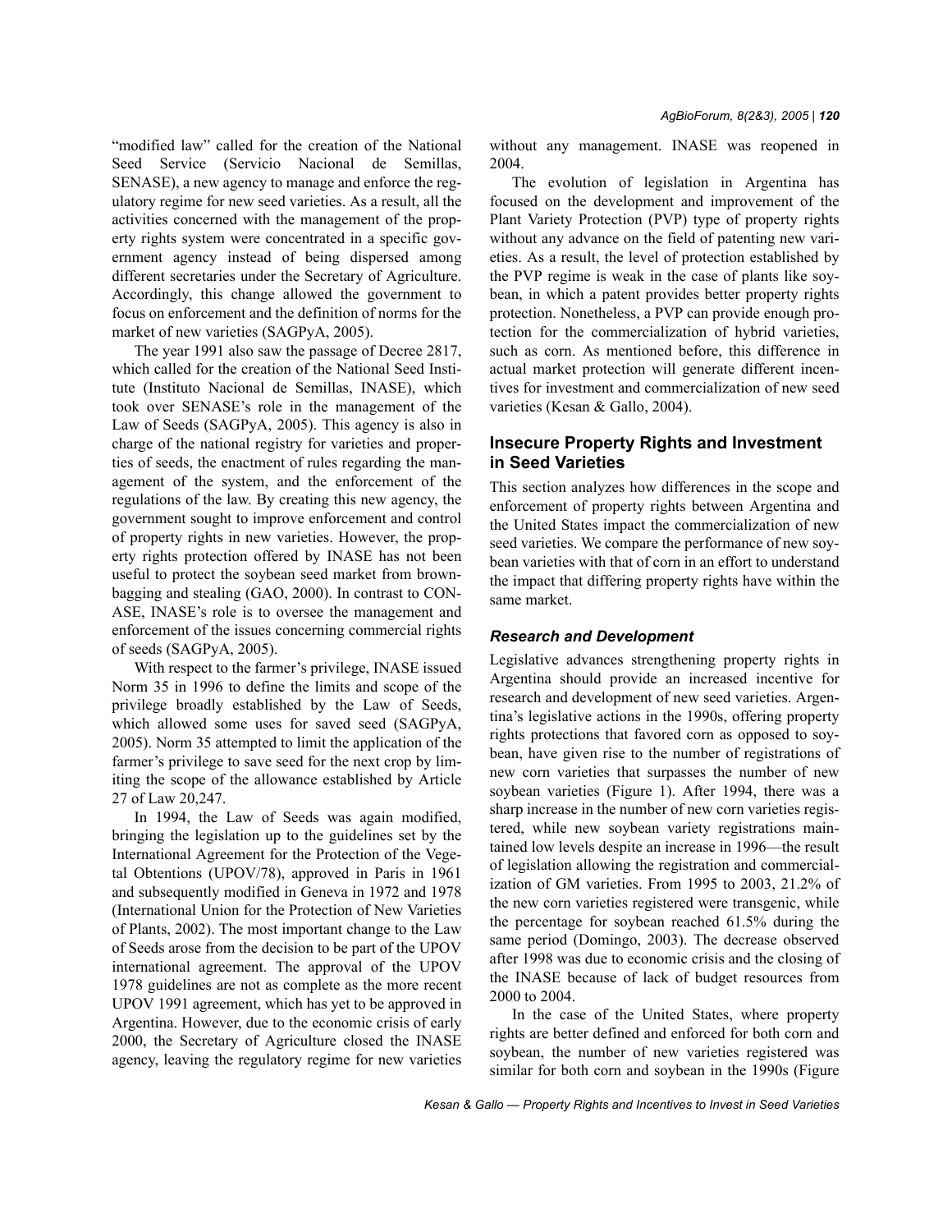"modified law" called for the creation of the National Seed Service (Servicio Nacional de Semillas, SENASE), a new agency to manage and enforce the regulatory regime for new seed varieties. As a result, all the activities concerned with the management of the property rights system were concentrated in a specific government agency instead of being dispersed among different secretaries under the Secretary of Agriculture. Accordingly, this change allowed the government to focus on enforcement and the definition of norms for the market of new varieties (SAGPyA, 2005).

The year 1991 also saw the passage of Decree 2817, which called for the creation of the National Seed Institute (Instituto Nacional de Semillas, INASE), which took over SENASE's role in the management of the Law of Seeds (SAGPyA, 2005). This agency is also in charge of the national registry for varieties and properties of seeds, the enactment of rules regarding the management of the system, and the enforcement of the regulations of the law. By creating this new agency, the government sought to improve enforcement and control of property rights in new varieties. However, the property rights protection offered by INASE has not been useful to protect the soybean seed market from brown-bagging and stealing (GAO, 2000). In contrast to CONASE, INASE's role is to oversee the management and enforcement of the issues concerning commercial rights of seeds (SAGPyA, 2005).

With respect to the farmer's privilege, INASE issued Norm 35 in 1996 to define the limits and scope of the privilege broadly established by the Law of Seeds, which allowed some uses for saved seed (SAGPyA, 2005). Norm 35 attempted to limit the application of the farmer's privilege to save seed for the next crop by limiting the scope of the allowance established by Article 27 of Law 20,247.

In 1994, the Law of Seeds was again modified, bringing the legislation up to the guidelines set by the International Agreement for the Protection of the Vegetal Obtentions (UPOV/78), approved in Paris in 1961 and subsequently modified in Geneva in 1972 and 1978 (International Union for the Protection of New Varieties of Plants, 2002). The most important change to the Law of Seeds arose from the decision to be part of the UPOV international agreement. The approval of the UPOV 1978 guidelines are not as complete as the more recent UPOV 1991 agreement, which has yet to be approved in Argentina. However, due to the economic crisis of early 2000, the Secretary of Agriculture closed the INASE agency, leaving the regulatory regime for new varieties without any management. INASE was reopened in 2004.

The evolution of legislation in Argentina has focused on the development and improvement of the Plant Variety Protection (PVP) type of property rights without any advance on the field of patenting new varieties. As a result, the level of protection established by the PVP regime is weak in the case of plants like soybean, in which a patent provides better property rights protection. Nonetheless, a PVP can provide enough protection for the commercialization of hybrid varieties, such as corn. As mentioned before, this difference in actual market protection will generate different incentives for investment and commercialization of new seed varieties (Kesan & Gallo, 2004).

## Insecure Property Rights and Investment in Seed Varieties

This section analyzes how differences in the scope and enforcement of property rights between Argentina and the United States impact the commercialization of new seed varieties. We compare the performance of new soybean varieties with that of corn in an effort to understand the impact that differing property rights have within the same market.

### *Research and Development*

Legislative advances strengthening property rights in Argentina should provide an increased incentive for research and development of new seed varieties. Argentina's legislative actions in the 1990s, offering property rights protections that favored corn as opposed to soybean, have given rise to the number of registrations of new corn varieties that surpasses the number of new soybean varieties (Figure 1). After 1994, there was a sharp increase in the number of new corn varieties registered, while new soybean variety registrations maintained low levels despite an increase in 1996—the result of legislation allowing the registration and commercialization of GM varieties. From 1995 to 2003, 21.2% of the new corn varieties registered were transgenic, while the percentage for soybean reached 61.5% during the same period (Domingo, 2003). The decrease observed after 1998 was due to economic crisis and the closing of the INASE because of lack of budget resources from 2000 to 2004.

In the case of the United States, where property rights are better defined and enforced for both corn and soybean, the number of new varieties registered was similar for both corn and soybean in the 1990s (Figure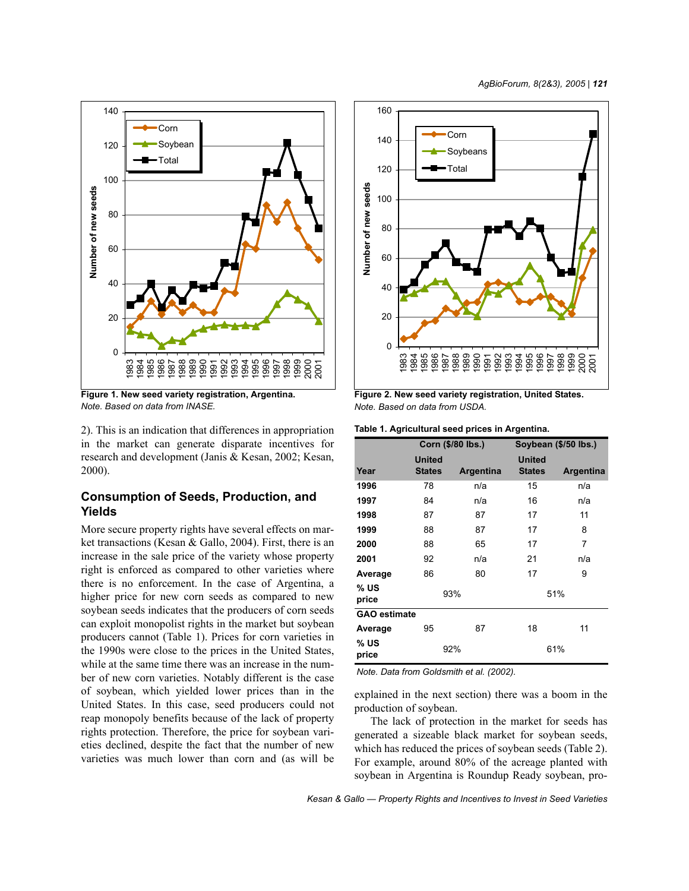**Figure 1. New seed variety registration, Argentina.**
*Note. Based on data from INASE.*

**Figure 2. New seed variety registration, United States.**
*Note. Based on data from USDA.*

2). This is an indication that differences in appropriation in the market can generate disparate incentives for research and development (Janis & Kesan, 2002; Kesan, 2000).

## Consumption of Seeds, Production, and Yields

More secure property rights have several effects on market transactions (Kesan & Gallo, 2004). First, there is an increase in the sale price of the variety whose property right is enforced as compared to other varieties where there is no enforcement. In the case of Argentina, a higher price for new corn seeds as compared to new soybean seeds indicates that the producers of corn seeds can exploit monopolist rights in the market but soybean producers cannot (Table 1). Prices for corn varieties in the 1990s were close to the prices in the United States, while at the same time there was an increase in the number of new corn varieties. Notably different is the case of soybean, which yielded lower prices than in the United States. In this case, seed producers could not reap monopoly benefits because of the lack of property rights protection. Therefore, the price for soybean varieties declined, despite the fact that the number of new varieties was much lower than corn and (as will be explained in the next section) there was a boom in the production of soybean.

**Table 1. Agricultural seed prices in Argentina.**

| | Corn ($/80 lbs.) | | Soybean ($/50 lbs.) | |
|---|---|---|---|---|
| Year | United States | Argentina | United States | Argentina |
| 1996 | 78 | n/a | 15 | n/a |
| 1997 | 84 | n/a | 16 | n/a |
| 1998 | 87 | 87 | 17 | 11 |
| 1999 | 88 | 87 | 17 | 8 |
| 2000 | 88 | 65 | 17 | 7 |
| 2001 | 92 | n/a | 21 | n/a |
| Average | 86 | 80 | 17 | 9 |
| % US price | 93% | | 51% | |
| **GAO estimate** | | | | |
| Average | 95 | 87 | 18 | 11 |
| % US price | 92% | | 61% | |

*Note. Data from Goldsmith et al. (2002).*

The lack of protection in the market for seeds has generated a sizeable black market for soybean seeds, which has reduced the prices of soybean seeds (Table 2). For example, around 80% of the acreage planted with soybean in Argentina is Roundup Ready soybean, pro-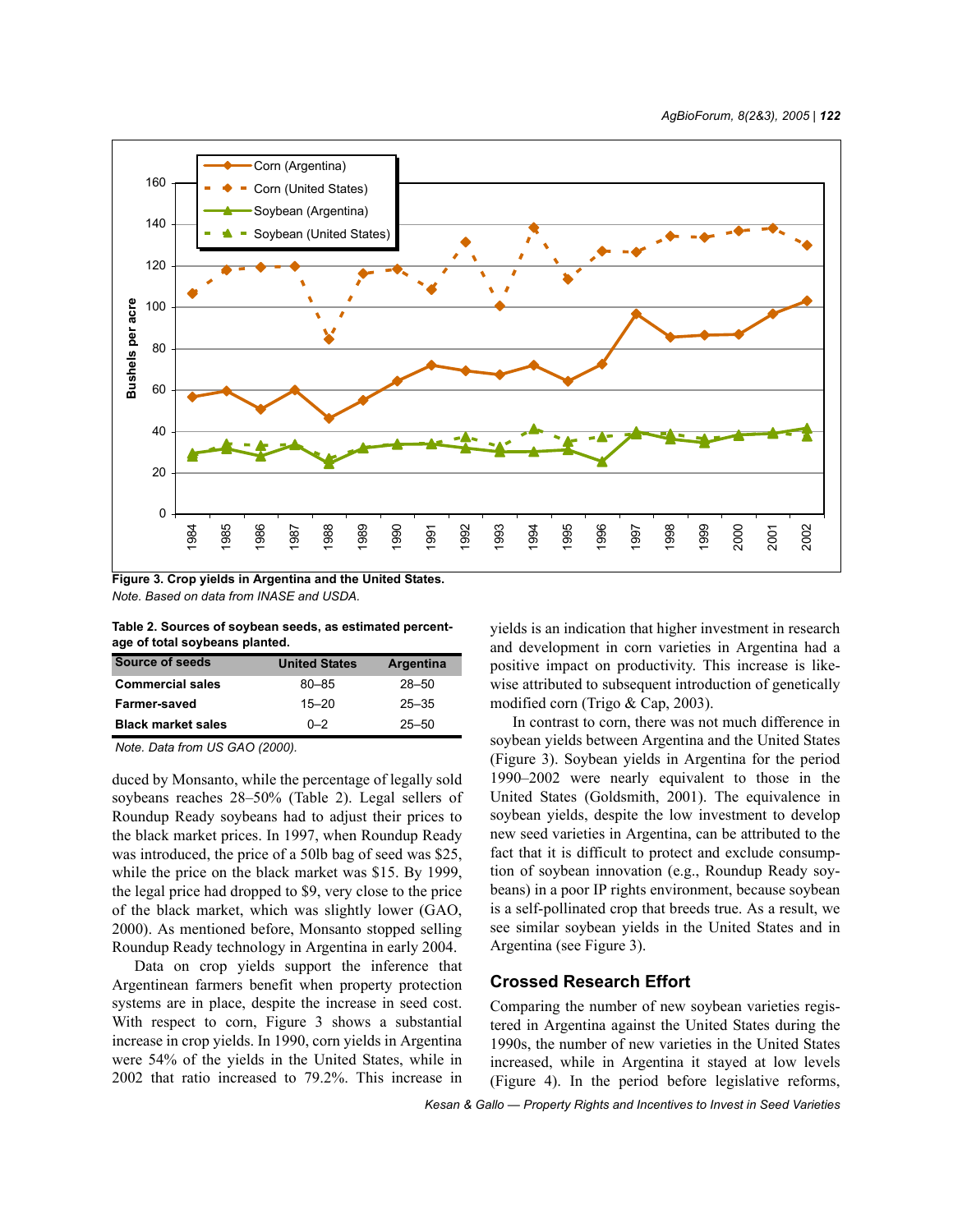Figure 3. Crop yields in Argentina and the United States.
*Note.* Based on data from INASE and USDA.

**Table 2. Sources of soybean seeds, as estimated percentage of total soybeans planted.**

| Source of seeds | United States | Argentina |
|---|---|---|
| Commercial sales | 80–85 | 28–50 |
| Farmer-saved | 15–20 | 25–35 |
| Black market sales | 0–2 | 25–50 |

*Note.* Data from US GAO (2000).

duced by Monsanto, while the percentage of legally sold soybeans reaches 28–50% (Table 2). Legal sellers of Roundup Ready soybeans had to adjust their prices to the black market prices. In 1997, when Roundup Ready was introduced, the price of a 50lb bag of seed was $25, while the price on the black market was $15. By 1999, the legal price had dropped to $9, very close to the price of the black market, which was slightly lower (GAO, 2000). As mentioned before, Monsanto stopped selling Roundup Ready technology in Argentina in early 2004.

Data on crop yields support the inference that Argentinean farmers benefit when property protection systems are in place, despite the increase in seed cost. With respect to corn, Figure 3 shows a substantial increase in crop yields. In 1990, corn yields in Argentina were 54% of the yields in the United States, while in 2002 that ratio increased to 79.2%. This increase in yields is an indication that higher investment in research and development in corn varieties in Argentina had a positive impact on productivity. This increase is likewise attributed to subsequent introduction of genetically modified corn (Trigo & Cap, 2003).

In contrast to corn, there was not much difference in soybean yields between Argentina and the United States (Figure 3). Soybean yields in Argentina for the period 1990–2002 were nearly equivalent to those in the United States (Goldsmith, 2001). The equivalence in soybean yields, despite the low investment to develop new seed varieties in Argentina, can be attributed to the fact that it is difficult to protect and exclude consumption of soybean innovation (e.g., Roundup Ready soybeans) in a poor IP rights environment, because soybean is a self-pollinated crop that breeds true. As a result, we see similar soybean yields in the United States and in Argentina (see Figure 3).

## Crossed Research Effort

Comparing the number of new soybean varieties registered in Argentina against the United States during the 1990s, the number of new varieties in the United States increased, while in Argentina it stayed at low levels (Figure 4). In the period before legislative reforms,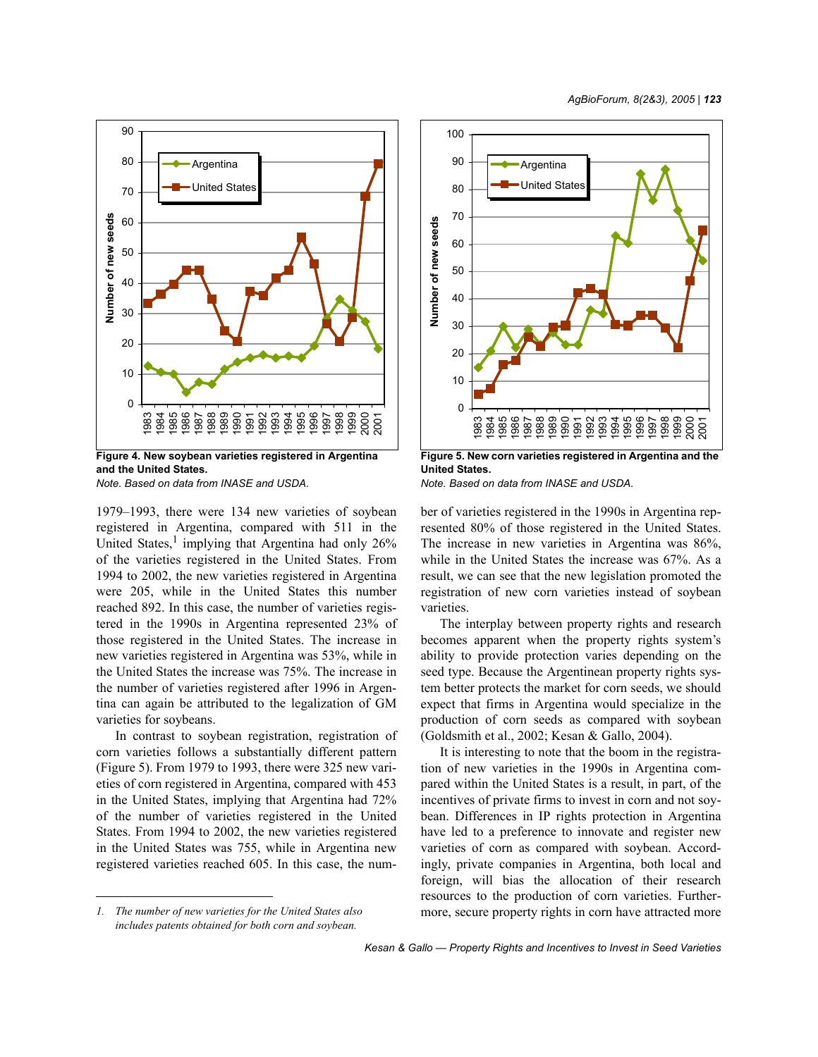Figure 4. **New soybean varieties registered in Argentina and the United States.**

*Note. Based on data from INASE and USDA.*

Figure 5. **New corn varieties registered in Argentina and the United States.**

*Note. Based on data from INASE and USDA.*

1979–1993, there were 134 new varieties of soybean registered in Argentina, compared with 511 in the United States,[1] implying that Argentina had only 26% of the varieties registered in the United States. From 1994 to 2002, the new varieties registered in Argentina were 205, while in the United States this number reached 892. In this case, the number of varieties registered in the 1990s in Argentina represented 23% of those registered in the United States. The increase in new varieties registered in Argentina was 53%, while in the United States the increase was 75%. The increase in the number of varieties registered after 1996 in Argentina can again be attributed to the legalization of GM varieties for soybeans.

In contrast to soybean registration, registration of corn varieties follows a substantially different pattern (Figure 5). From 1979 to 1993, there were 325 new varieties of corn registered in Argentina, compared with 453 in the United States, implying that Argentina had 72% of the number of varieties registered in the United States. From 1994 to 2002, the new varieties registered in the United States was 755, while in Argentina new registered varieties reached 605. In this case, the number of varieties registered in the 1990s in Argentina represented 80% of those registered in the United States. The increase in new varieties in Argentina was 86%, while in the United States the increase was 67%. As a result, we can see that the new legislation promoted the registration of new corn varieties instead of soybean varieties.

The interplay between property rights and research becomes apparent when the property rights system's ability to provide protection varies depending on the seed type. Because the Argentinean property rights system better protects the market for corn seeds, we should expect that firms in Argentina would specialize in the production of corn seeds as compared with soybean (Goldsmith et al., 2002; Kesan & Gallo, 2004).

It is interesting to note that the boom in the registration of new varieties in the 1990s in Argentina compared within the United States is a result, in part, of the incentives of private firms to invest in corn and not soybean. Differences in IP rights protection in Argentina have led to a preference to innovate and register new varieties of corn as compared with soybean. Accordingly, private companies in Argentina, both local and foreign, will bias the allocation of their research resources to the production of corn varieties. Furthermore, secure property rights in corn have attracted more

1. *The number of new varieties for the United States also includes patents obtained for both corn and soybean.*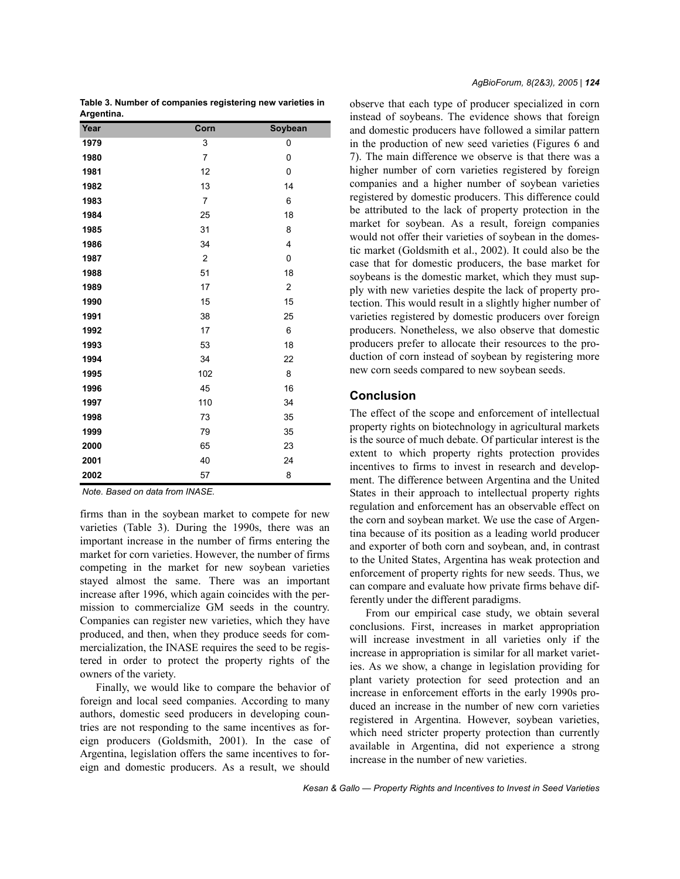**Table 3. Number of companies registering new varieties in Argentina.**

| Year | Corn | Soybean |
|---|---|---|
| 1979 | 3 | 0 |
| 1980 | 7 | 0 |
| 1981 | 12 | 0 |
| 1982 | 13 | 14 |
| 1983 | 7 | 6 |
| 1984 | 25 | 18 |
| 1985 | 31 | 8 |
| 1986 | 34 | 4 |
| 1987 | 2 | 0 |
| 1988 | 51 | 18 |
| 1989 | 17 | 2 |
| 1990 | 15 | 15 |
| 1991 | 38 | 25 |
| 1992 | 17 | 6 |
| 1993 | 53 | 18 |
| 1994 | 34 | 22 |
| 1995 | 102 | 8 |
| 1996 | 45 | 16 |
| 1997 | 110 | 34 |
| 1998 | 73 | 35 |
| 1999 | 79 | 35 |
| 2000 | 65 | 23 |
| 2001 | 40 | 24 |
| 2002 | 57 | 8 |

*Note. Based on data from INASE.*

firms than in the soybean market to compete for new varieties (Table 3). During the 1990s, there was an important increase in the number of firms entering the market for corn varieties. However, the number of firms competing in the market for new soybean varieties stayed almost the same. There was an important increase after 1996, which again coincides with the permission to commercialize GM seeds in the country. Companies can register new varieties, which they have produced, and then, when they produce seeds for commercialization, the INASE requires the seed to be registered in order to protect the property rights of the owners of the variety.

Finally, we would like to compare the behavior of foreign and local seed companies. According to many authors, domestic seed producers in developing countries are not responding to the same incentives as foreign producers (Goldsmith, 2001). In the case of Argentina, legislation offers the same incentives to foreign and domestic producers. As a result, we should observe that each type of producer specialized in corn instead of soybeans. The evidence shows that foreign and domestic producers have followed a similar pattern in the production of new seed varieties (Figures 6 and 7). The main difference we observe is that there was a higher number of corn varieties registered by foreign companies and a higher number of soybean varieties registered by domestic producers. This difference could be attributed to the lack of property protection in the market for soybean. As a result, foreign companies would not offer their varieties of soybean in the domestic market (Goldsmith et al., 2002). It could also be the case that for domestic producers, the base market for soybeans is the domestic market, which they must supply with new varieties despite the lack of property protection. This would result in a slightly higher number of varieties registered by domestic producers over foreign producers. Nonetheless, we also observe that domestic producers prefer to allocate their resources to the production of corn instead of soybean by registering more new corn seeds compared to new soybean seeds.

## Conclusion

The effect of the scope and enforcement of intellectual property rights on biotechnology in agricultural markets is the source of much debate. Of particular interest is the extent to which property rights protection provides incentives to firms to invest in research and development. The difference between Argentina and the United States in their approach to intellectual property rights regulation and enforcement has an observable effect on the corn and soybean market. We use the case of Argentina because of its position as a leading world producer and exporter of both corn and soybean, and, in contrast to the United States, Argentina has weak protection and enforcement of property rights for new seeds. Thus, we can compare and evaluate how private firms behave differently under the different paradigms.

From our empirical case study, we obtain several conclusions. First, increases in market appropriation will increase investment in all varieties only if the increase in appropriation is similar for all market varieties. As we show, a change in legislation providing for plant variety protection for seed protection and an increase in enforcement efforts in the early 1990s produced an increase in the number of new corn varieties registered in Argentina. However, soybean varieties, which need stricter property protection than currently available in Argentina, did not experience a strong increase in the number of new varieties.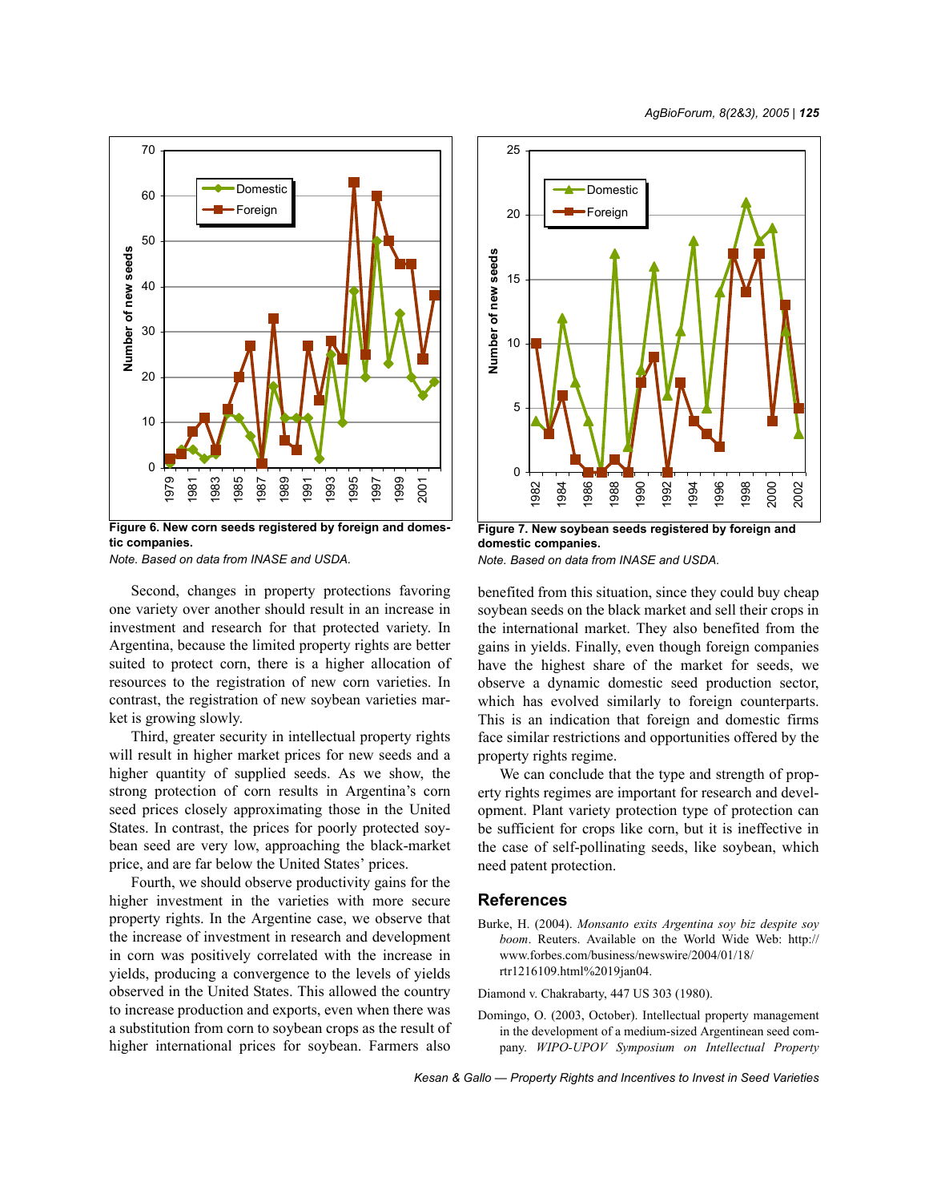Figure 6. New corn seeds registered by foreign and domestic companies.

*Note. Based on data from INASE and USDA.*

Figure 7. New soybean seeds registered by foreign and domestic companies.

*Note. Based on data from INASE and USDA.*

Second, changes in property protections favoring one variety over another should result in an increase in investment and research for that protected variety. In Argentina, because the limited property rights are better suited to protect corn, there is a higher allocation of resources to the registration of new corn varieties. In contrast, the registration of new soybean varieties market is growing slowly.

Third, greater security in intellectual property rights will result in higher market prices for new seeds and a higher quantity of supplied seeds. As we show, the strong protection of corn results in Argentina's corn seed prices closely approximating those in the United States. In contrast, the prices for poorly protected soybean seed are very low, approaching the black-market price, and are far below the United States' prices.

Fourth, we should observe productivity gains for the higher investment in the varieties with more secure property rights. In the Argentine case, we observe that the increase of investment in research and development in corn was positively correlated with the increase in yields, producing a convergence to the levels of yields observed in the United States. This allowed the country to increase production and exports, even when there was a substitution from corn to soybean crops as the result of higher international prices for soybean. Farmers also benefited from this situation, since they could buy cheap soybean seeds on the black market and sell their crops in the international market. They also benefited from the gains in yields. Finally, even though foreign companies have the highest share of the market for seeds, we observe a dynamic domestic seed production sector, which has evolved similarly to foreign counterparts. This is an indication that foreign and domestic firms face similar restrictions and opportunities offered by the property rights regime.

We can conclude that the type and strength of property rights regimes are important for research and development. Plant variety protection type of protection can be sufficient for crops like corn, but it is ineffective in the case of self-pollinating seeds, like soybean, which need patent protection.

## References

Burke, H. (2004). *Monsanto exits Argentina soy biz despite soy boom*. Reuters. Available on the World Wide Web: http://www.forbes.com/business/newswire/2004/01/18/rtr1216109.html%2019jan04.

Diamond v. Chakrabarty, 447 US 303 (1980).

Domingo, O. (2003, October). Intellectual property management in the development of a medium-sized Argentinean seed company. *WIPO-UPOV Symposium on Intellectual Property*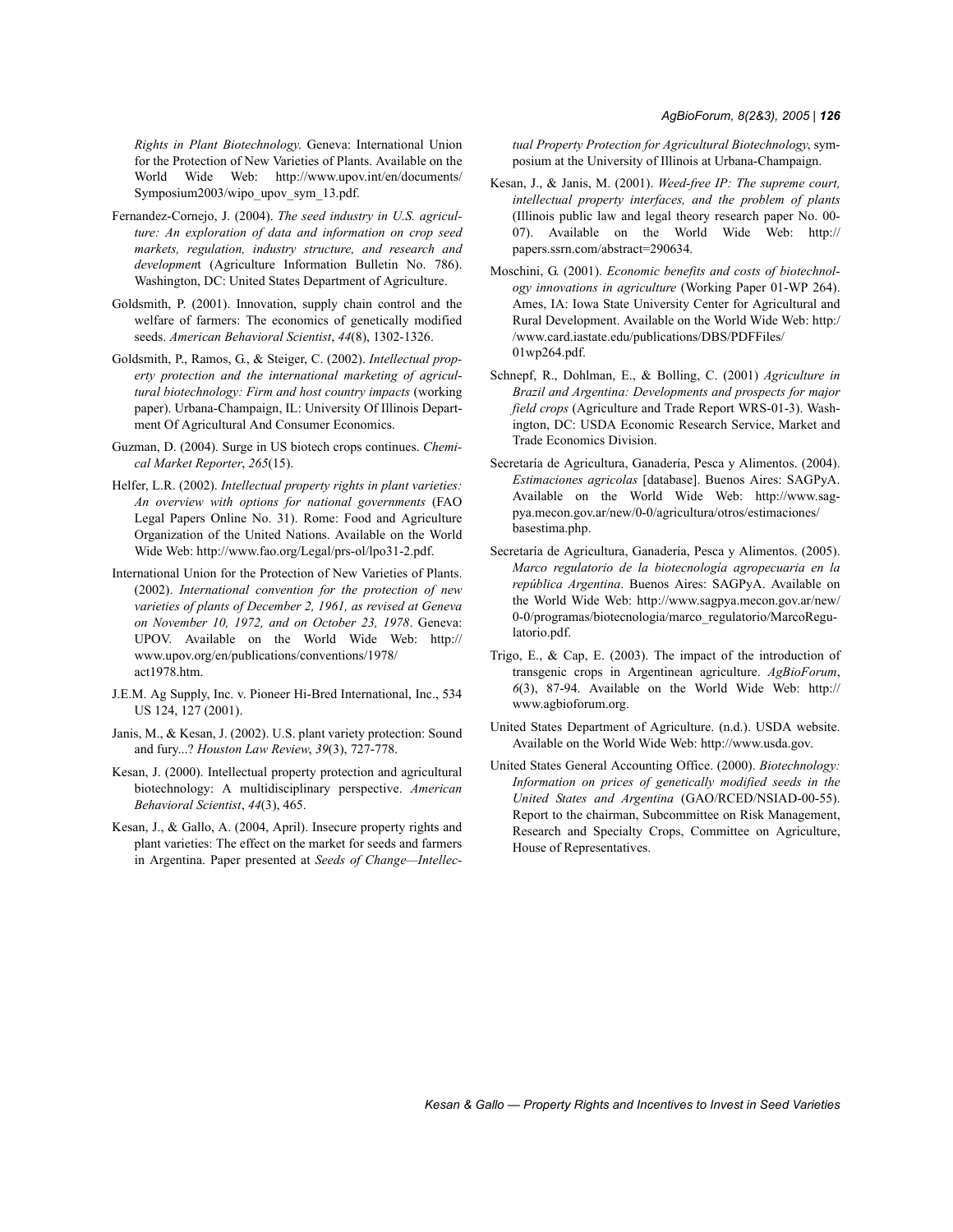*Rights in Plant Biotechnology.* Geneva: International Union for the Protection of New Varieties of Plants. Available on the World Wide Web: http://www.upov.int/en/documents/Symposium2003/wipo_upov_sym_13.pdf.

Fernandez-Cornejo, J. (2004). *The seed industry in U.S. agriculture: An exploration of data and information on crop seed markets, regulation, industry structure, and research and development* (Agriculture Information Bulletin No. 786). Washington, DC: United States Department of Agriculture.

Goldsmith, P. (2001). Innovation, supply chain control and the welfare of farmers: The economics of genetically modified seeds. *American Behavioral Scientist*, *44*(8), 1302-1326.

Goldsmith, P., Ramos, G., & Steiger, C. (2002). *Intellectual property protection and the international marketing of agricultural biotechnology: Firm and host country impacts* (working paper). Urbana-Champaign, IL: University Of Illinois Department Of Agricultural And Consumer Economics.

Guzman, D. (2004). Surge in US biotech crops continues. *Chemical Market Reporter*, *265*(15).

Helfer, L.R. (2002). *Intellectual property rights in plant varieties: An overview with options for national governments* (FAO Legal Papers Online No. 31). Rome: Food and Agriculture Organization of the United Nations. Available on the World Wide Web: http://www.fao.org/Legal/prs-ol/lpo31-2.pdf.

International Union for the Protection of New Varieties of Plants. (2002). *International convention for the protection of new varieties of plants of December 2, 1961, as revised at Geneva on November 10, 1972, and on October 23, 1978*. Geneva: UPOV. Available on the World Wide Web: http://www.upov.org/en/publications/conventions/1978/act1978.htm.

J.E.M. Ag Supply, Inc. v. Pioneer Hi-Bred International, Inc., 534 US 124, 127 (2001).

Janis, M., & Kesan, J. (2002). U.S. plant variety protection: Sound and fury...? *Houston Law Review*, *39*(3), 727-778.

Kesan, J. (2000). Intellectual property protection and agricultural biotechnology: A multidisciplinary perspective. *American Behavioral Scientist*, *44*(3), 465.

Kesan, J., & Gallo, A. (2004, April). Insecure property rights and plant varieties: The effect on the market for seeds and farmers in Argentina. Paper presented at *Seeds of Change—Intellectual Property Protection for Agricultural Biotechnology*, symposium at the University of Illinois at Urbana-Champaign.

Kesan, J., & Janis, M. (2001). *Weed-free IP: The supreme court, intellectual property interfaces, and the problem of plants* (Illinois public law and legal theory research paper No. 00-07). Available on the World Wide Web: http://papers.ssrn.com/abstract=290634.

Moschini, G. (2001). *Economic benefits and costs of biotechnology innovations in agriculture* (Working Paper 01-WP 264). Ames, IA: Iowa State University Center for Agricultural and Rural Development. Available on the World Wide Web: http://www.card.iastate.edu/publications/DBS/PDFFiles/01wp264.pdf.

Schnepf, R., Dohlman, E., & Bolling, C. (2001) *Agriculture in Brazil and Argentina: Developments and prospects for major field crops* (Agriculture and Trade Report WRS-01-3). Washington, DC: USDA Economic Research Service, Market and Trade Economics Division.

Secretaría de Agricultura, Ganadería, Pesca y Alimentos. (2004). *Estimaciones agricolas* [database]. Buenos Aires: SAGPyA. Available on the World Wide Web: http://www.sagpya.mecon.gov.ar/new/0-0/agricultura/otros/estimaciones/basestima.php.

Secretaría de Agricultura, Ganadería, Pesca y Alimentos. (2005). *Marco regulatorio de la biotecnología agropecuaria en la república Argentina*. Buenos Aires: SAGPyA. Available on the World Wide Web: http://www.sagpya.mecon.gov.ar/new/0-0/programas/biotecnologia/marco_regulatorio/MarcoRegulatorio.pdf.

Trigo, E., & Cap, E. (2003). The impact of the introduction of transgenic crops in Argentinean agriculture. *AgBioForum*, *6*(3), 87-94. Available on the World Wide Web: http://www.agbioforum.org.

United States Department of Agriculture. (n.d.). USDA website. Available on the World Wide Web: http://www.usda.gov.

United States General Accounting Office. (2000). *Biotechnology: Information on prices of genetically modified seeds in the United States and Argentina* (GAO/RCED/NSIAD-00-55). Report to the chairman, Subcommittee on Risk Management, Research and Specialty Crops, Committee on Agriculture, House of Representatives.